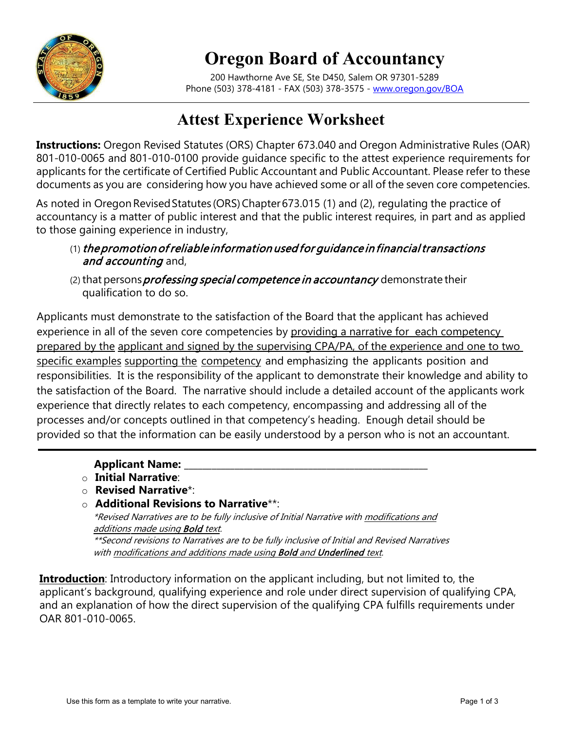# Oregon Board of Accountancy

200 Hawthorne Ave SE, Ste D450, Salem OR 97301-5289
Phone (503) 378-4181 - FAX (503) 378-3575 - www.oregon.gov/BOA

## Attest Experience Worksheet

**Instructions:** Oregon Revised Statutes (ORS) Chapter 673.040 and Oregon Administrative Rules (OAR) 801-010-0065 and 801-010-0100 provide guidance specific to the attest experience requirements for applicants for the certificate of Certified Public Accountant and Public Accountant. Please refer to these documents as you are considering how you have achieved some or all of the seven core competencies.

As noted in Oregon Revised Statutes (ORS) Chapter 673.015 (1) and (2), regulating the practice of accountancy is a matter of public interest and that the public interest requires, in part and as applied to those gaining experience in industry,

(1) *the promotion of reliable information used for guidance in financial transactions and accounting* and,

(2) that persons *professing special competence in accountancy* demonstrate their qualification to do so.

Applicants must demonstrate to the satisfaction of the Board that the applicant has achieved experience in all of the seven core competencies by <u>providing a narrative for each competency prepared by the applicant and signed by the supervising CPA/PA, of the experience and one to two specific examples supporting the competency</u> and emphasizing the applicants position and responsibilities. It is the responsibility of the applicant to demonstrate their knowledge and ability to the satisfaction of the Board. The narrative should include a detailed account of the applicants work experience that directly relates to each competency, encompassing and addressing all of the processes and/or concepts outlined in that competency's heading. Enough detail should be provided so that the information can be easily understood by a person who is not an accountant.

---

**Applicant Name:** ____________________________________________

- **Initial Narrative**:
- **Revised Narrative**\*:
- **Additional Revisions to Narrative**\*\*:

  *\*Revised Narratives are to be fully inclusive of Initial Narrative with <u>modifications and additions made using **Bold** text</u>.*

  *\*\*Second revisions to Narratives are to be fully inclusive of Initial and Revised Narratives with <u>modifications and additions made using **Bold** and **Underlined** text</u>.*

**<u>Introduction</u>**: Introductory information on the applicant including, but not limited to, the applicant's background, qualifying experience and role under direct supervision of qualifying CPA, and an explanation of how the direct supervision of the qualifying CPA fulfills requirements under OAR 801-010-0065.

Use this form as a template to write your narrative.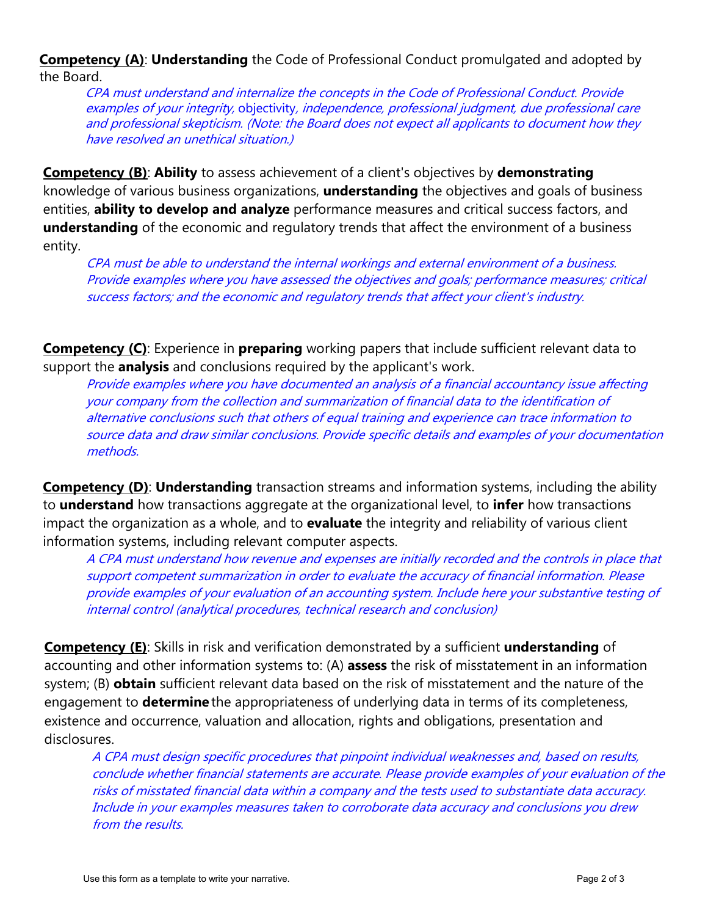**<u>Competency (A)</u>**: **Understanding** the Code of Professional Conduct promulgated and adopted by the Board.

*CPA must understand and internalize the concepts in the Code of Professional Conduct. Provide examples of your integrity,* objectivity*, independence, professional judgment, due professional care and professional skepticism. (Note: the Board does not expect all applicants to document how they have resolved an unethical situation.)*

**<u>Competency (B)</u>**: **Ability** to assess achievement of a client's objectives by **demonstrating** knowledge of various business organizations, **understanding** the objectives and goals of business entities, **ability to develop and analyze** performance measures and critical success factors, and **understanding** of the economic and regulatory trends that affect the environment of a business entity.

*CPA must be able to understand the internal workings and external environment of a business. Provide examples where you have assessed the objectives and goals; performance measures; critical success factors; and the economic and regulatory trends that affect your client's industry.*

**<u>Competency (C)</u>**: Experience in **preparing** working papers that include sufficient relevant data to support the **analysis** and conclusions required by the applicant's work.

*Provide examples where you have documented an analysis of a financial accountancy issue affecting your company from the collection and summarization of financial data to the identification of alternative conclusions such that others of equal training and experience can trace information to source data and draw similar conclusions. Provide specific details and examples of your documentation methods.*

**<u>Competency (D)</u>**: **Understanding** transaction streams and information systems, including the ability to **understand** how transactions aggregate at the organizational level, to **infer** how transactions impact the organization as a whole, and to **evaluate** the integrity and reliability of various client information systems, including relevant computer aspects.

*A CPA must understand how revenue and expenses are initially recorded and the controls in place that support competent summarization in order to evaluate the accuracy of financial information. Please provide examples of your evaluation of an accounting system. Include here your substantive testing of internal control (analytical procedures, technical research and conclusion)*

**<u>Competency (E)</u>**: Skills in risk and verification demonstrated by a sufficient **understanding** of accounting and other information systems to: (A) **assess** the risk of misstatement in an information system; (B) **obtain** sufficient relevant data based on the risk of misstatement and the nature of the engagement to **determine** the appropriateness of underlying data in terms of its completeness, existence and occurrence, valuation and allocation, rights and obligations, presentation and disclosures.

*A CPA must design specific procedures that pinpoint individual weaknesses and, based on results, conclude whether financial statements are accurate. Please provide examples of your evaluation of the risks of misstated financial data within a company and the tests used to substantiate data accuracy. Include in your examples measures taken to corroborate data accuracy and conclusions you drew from the results.*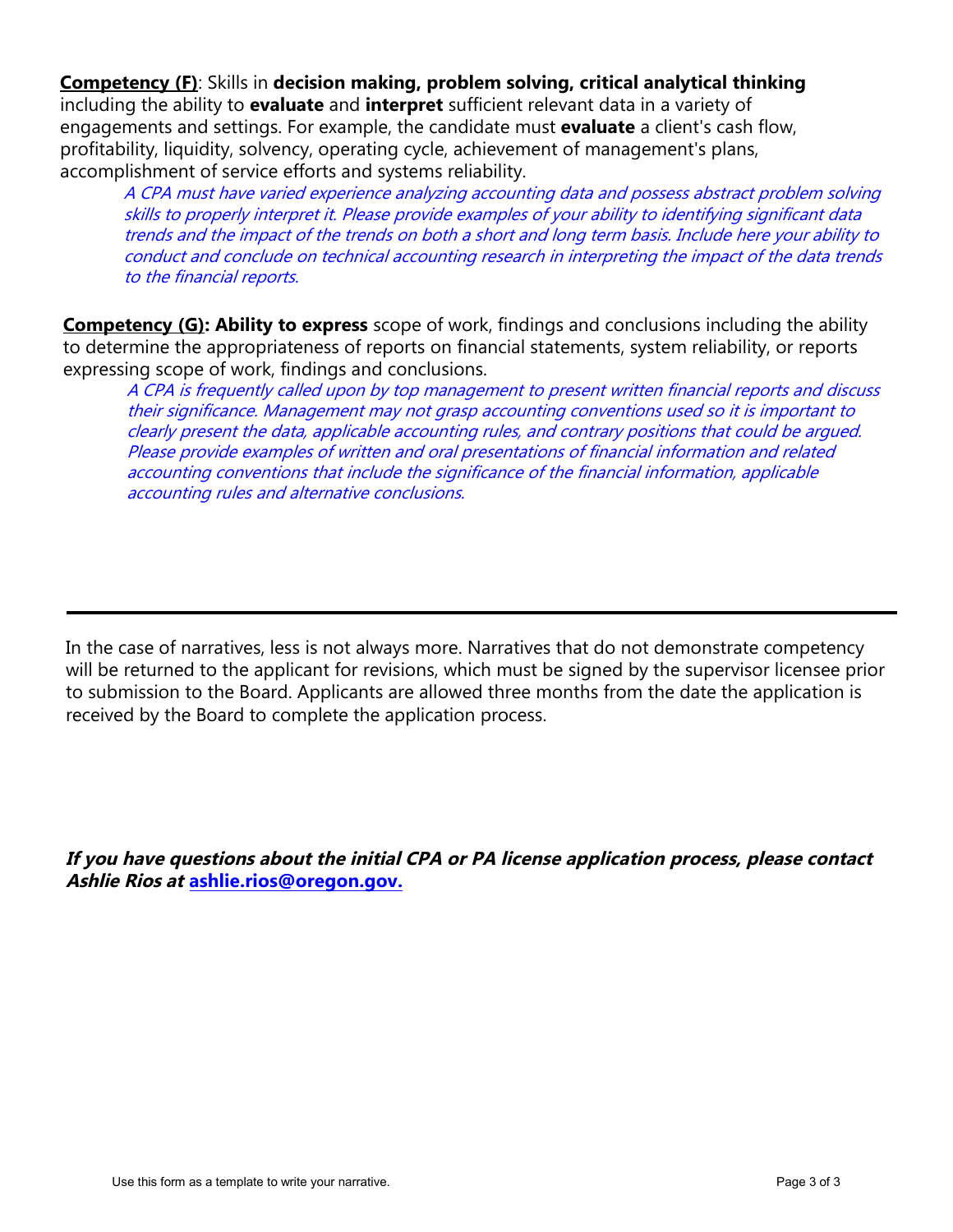**Competency (F)**: Skills in **decision making, problem solving, critical analytical thinking** including the ability to **evaluate** and **interpret** sufficient relevant data in a variety of engagements and settings. For example, the candidate must **evaluate** a client's cash flow, profitability, liquidity, solvency, operating cycle, achievement of management's plans, accomplishment of service efforts and systems reliability.

> *A CPA must have varied experience analyzing accounting data and possess abstract problem solving skills to properly interpret it. Please provide examples of your ability to identifying significant data trends and the impact of the trends on both a short and long term basis. Include here your ability to conduct and conclude on technical accounting research in interpreting the impact of the data trends to the financial reports.*

**Competency (G): Ability to express** scope of work, findings and conclusions including the ability to determine the appropriateness of reports on financial statements, system reliability, or reports expressing scope of work, findings and conclusions.

> *A CPA is frequently called upon by top management to present written financial reports and discuss their significance. Management may not grasp accounting conventions used so it is important to clearly present the data, applicable accounting rules, and contrary positions that could be argued. Please provide examples of written and oral presentations of financial information and related accounting conventions that include the significance of the financial information, applicable accounting rules and alternative conclusions.*

---

In the case of narratives, less is not always more. Narratives that do not demonstrate competency will be returned to the applicant for revisions, which must be signed by the supervisor licensee prior to submission to the Board. Applicants are allowed three months from the date the application is received by the Board to complete the application process.

***If you have questions about the initial CPA or PA license application process, please contact Ashlie Rios at [ashlie.rios@oregon.gov.](mailto:ashlie.rios@oregon.gov)***

Use this form as a template to write your narrative.